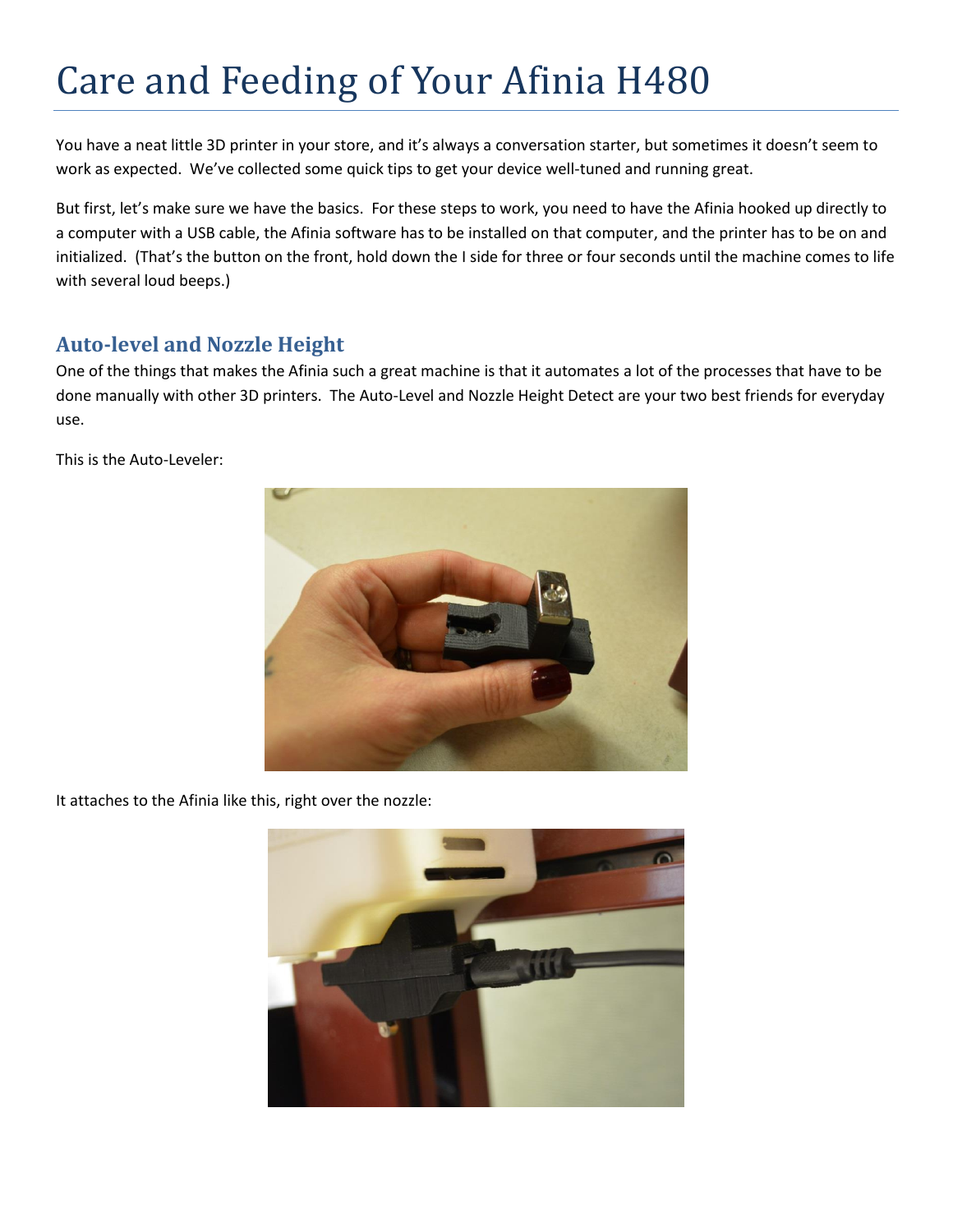# Care and Feeding of Your Afinia H480

You have a neat little 3D printer in your store, and it's always a conversation starter, but sometimes it doesn't seem to work as expected. We've collected some quick tips to get your device well-tuned and running great.

But first, let's make sure we have the basics. For these steps to work, you need to have the Afinia hooked up directly to a computer with a USB cable, the Afinia software has to be installed on that computer, and the printer has to be on and initialized. (That's the button on the front, hold down the I side for three or four seconds until the machine comes to life with several loud beeps.)

## Auto-level and Nozzle Height

One of the things that makes the Afinia such a great machine is that it automates a lot of the processes that have to be done manually with other 3D printers. The Auto-Level and Nozzle Height Detect are your two best friends for everyday use.

This is the Auto-Leveler:

It attaches to the Afinia like this, right over the nozzle: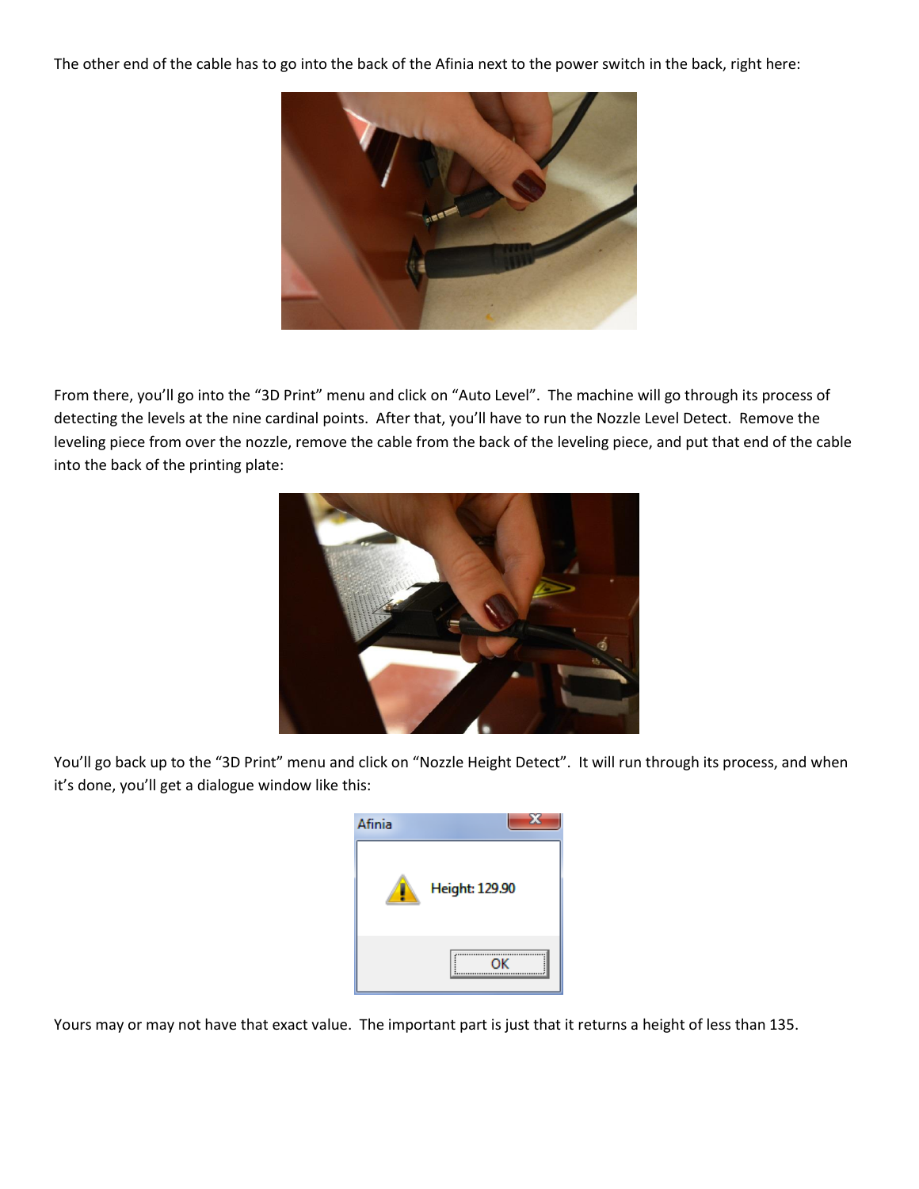The other end of the cable has to go into the back of the Afinia next to the power switch in the back, right here:

From there, you'll go into the "3D Print" menu and click on "Auto Level". The machine will go through its process of detecting the levels at the nine cardinal points. After that, you'll have to run the Nozzle Level Detect. Remove the leveling piece from over the nozzle, remove the cable from the back of the leveling piece, and put that end of the cable into the back of the printing plate:

You'll go back up to the "3D Print" menu and click on "Nozzle Height Detect". It will run through its process, and when it's done, you'll get a dialogue window like this:

Yours may or may not have that exact value. The important part is just that it returns a height of less than 135.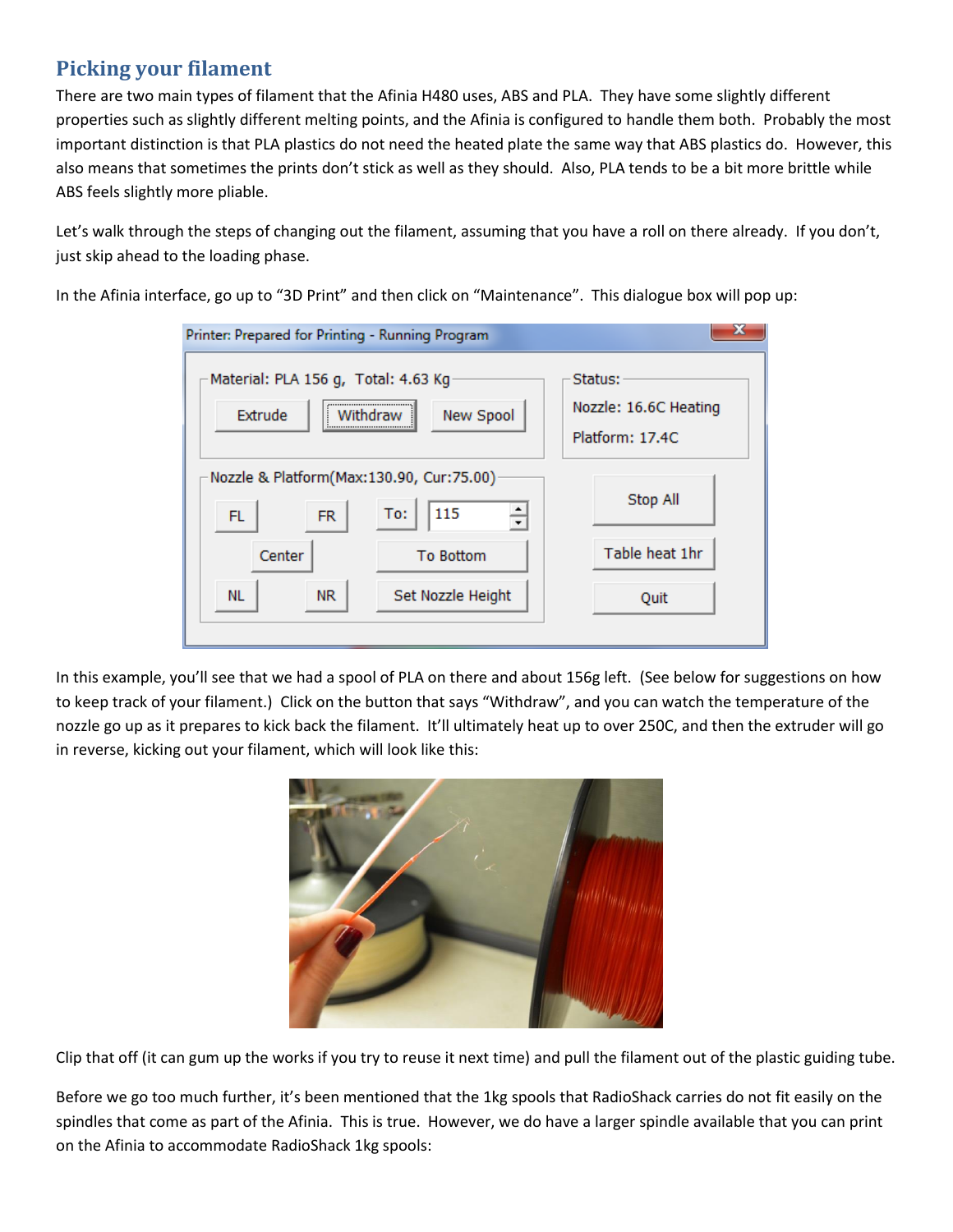## Picking your filament

There are two main types of filament that the Afinia H480 uses, ABS and PLA. They have some slightly different properties such as slightly different melting points, and the Afinia is configured to handle them both. Probably the most important distinction is that PLA plastics do not need the heated plate the same way that ABS plastics do. However, this also means that sometimes the prints don't stick as well as they should. Also, PLA tends to be a bit more brittle while ABS feels slightly more pliable.

Let's walk through the steps of changing out the filament, assuming that you have a roll on there already. If you don't, just skip ahead to the loading phase.

In the Afinia interface, go up to "3D Print" and then click on "Maintenance". This dialogue box will pop up:

In this example, you'll see that we had a spool of PLA on there and about 156g left. (See below for suggestions on how to keep track of your filament.) Click on the button that says "Withdraw", and you can watch the temperature of the nozzle go up as it prepares to kick back the filament. It'll ultimately heat up to over 250C, and then the extruder will go in reverse, kicking out your filament, which will look like this:

Clip that off (it can gum up the works if you try to reuse it next time) and pull the filament out of the plastic guiding tube.

Before we go too much further, it's been mentioned that the 1kg spools that RadioShack carries do not fit easily on the spindles that come as part of the Afinia. This is true. However, we do have a larger spindle available that you can print on the Afinia to accommodate RadioShack 1kg spools: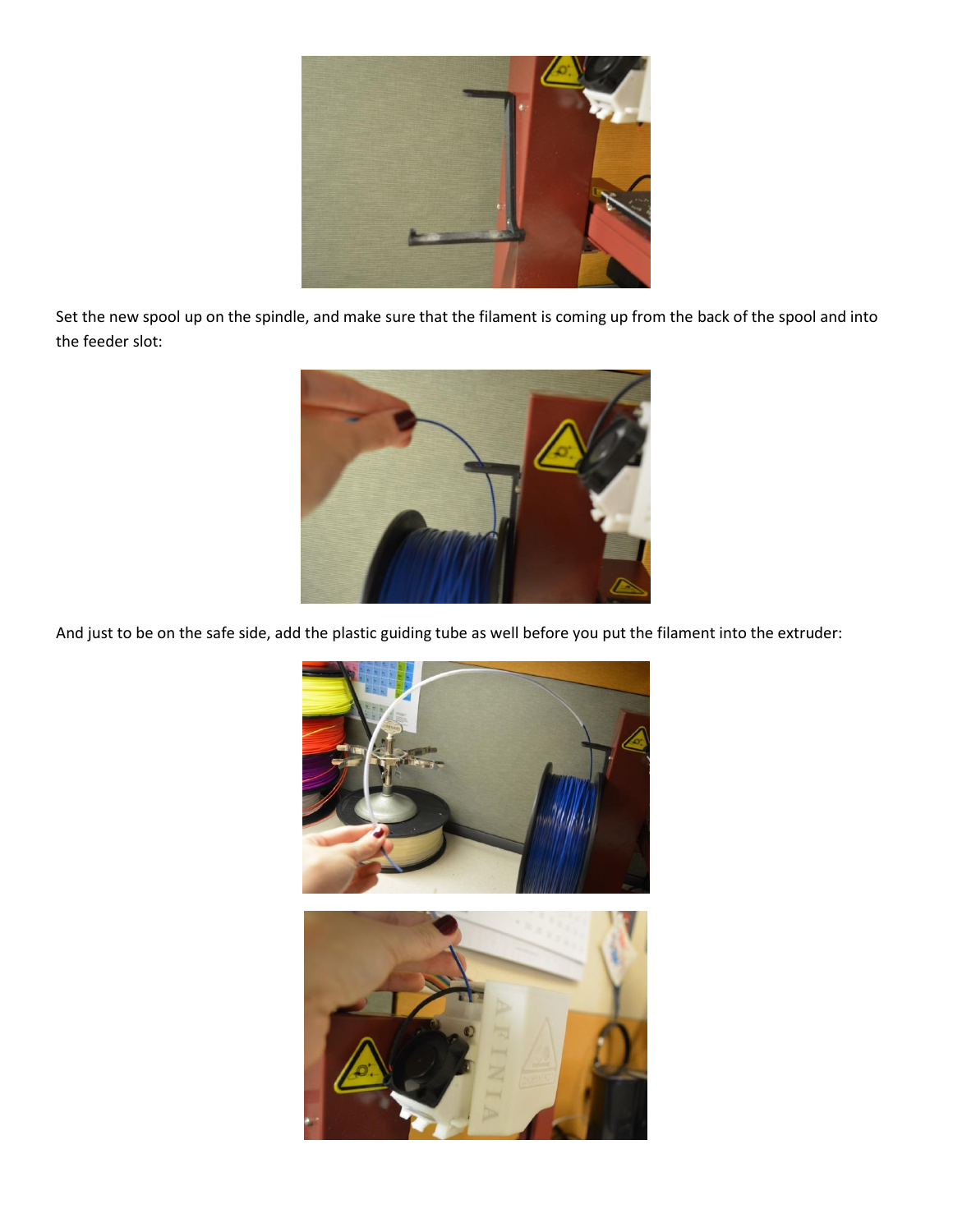Set the new spool up on the spindle, and make sure that the filament is coming up from the back of the spool and into the feeder slot:

And just to be on the safe side, add the plastic guiding tube as well before you put the filament into the extruder: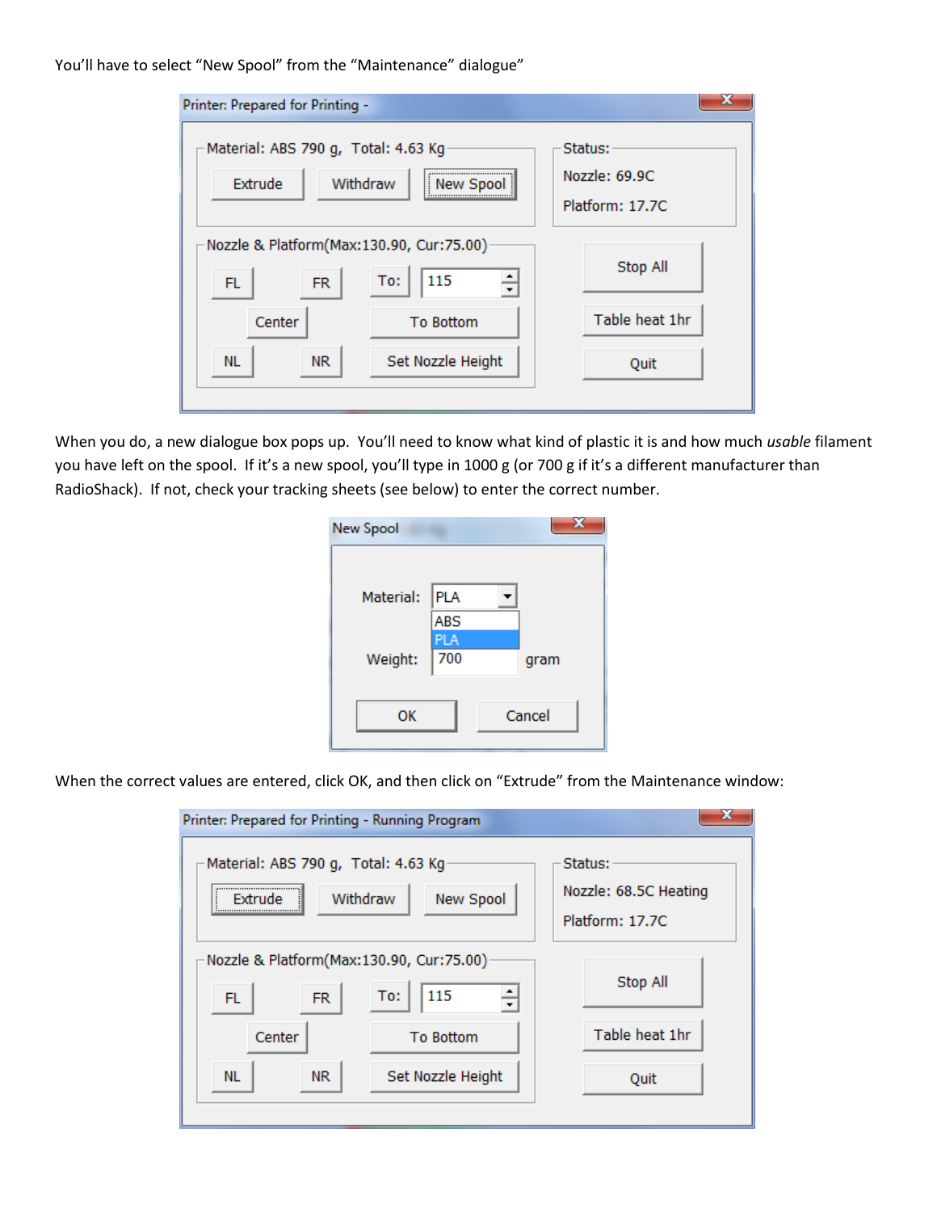You'll have to select "New Spool" from the "Maintenance" dialogue"

When you do, a new dialogue box pops up. You'll need to know what kind of plastic it is and how much *usable* filament you have left on the spool. If it's a new spool, you'll type in 1000 g (or 700 g if it's a different manufacturer than RadioShack). If not, check your tracking sheets (see below) to enter the correct number.

When the correct values are entered, click OK, and then click on "Extrude" from the Maintenance window: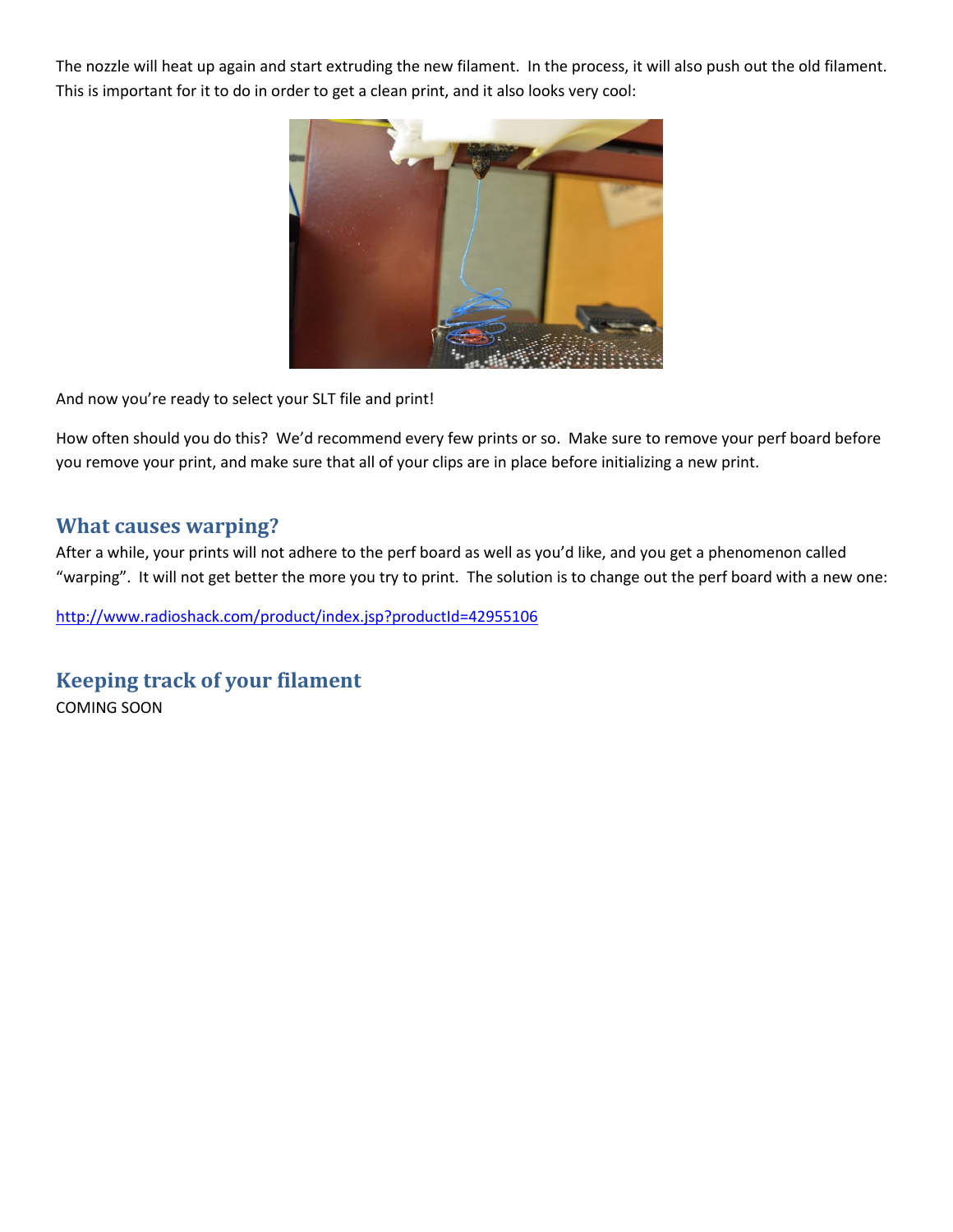The nozzle will heat up again and start extruding the new filament. In the process, it will also push out the old filament. This is important for it to do in order to get a clean print, and it also looks very cool:

And now you're ready to select your SLT file and print!

How often should you do this? We'd recommend every few prints or so. Make sure to remove your perf board before you remove your print, and make sure that all of your clips are in place before initializing a new print.

## What causes warping?

After a while, your prints will not adhere to the perf board as well as you'd like, and you get a phenomenon called "warping". It will not get better the more you try to print. The solution is to change out the perf board with a new one:

http://www.radioshack.com/product/index.jsp?productId=42955106

## Keeping track of your filament

COMING SOON